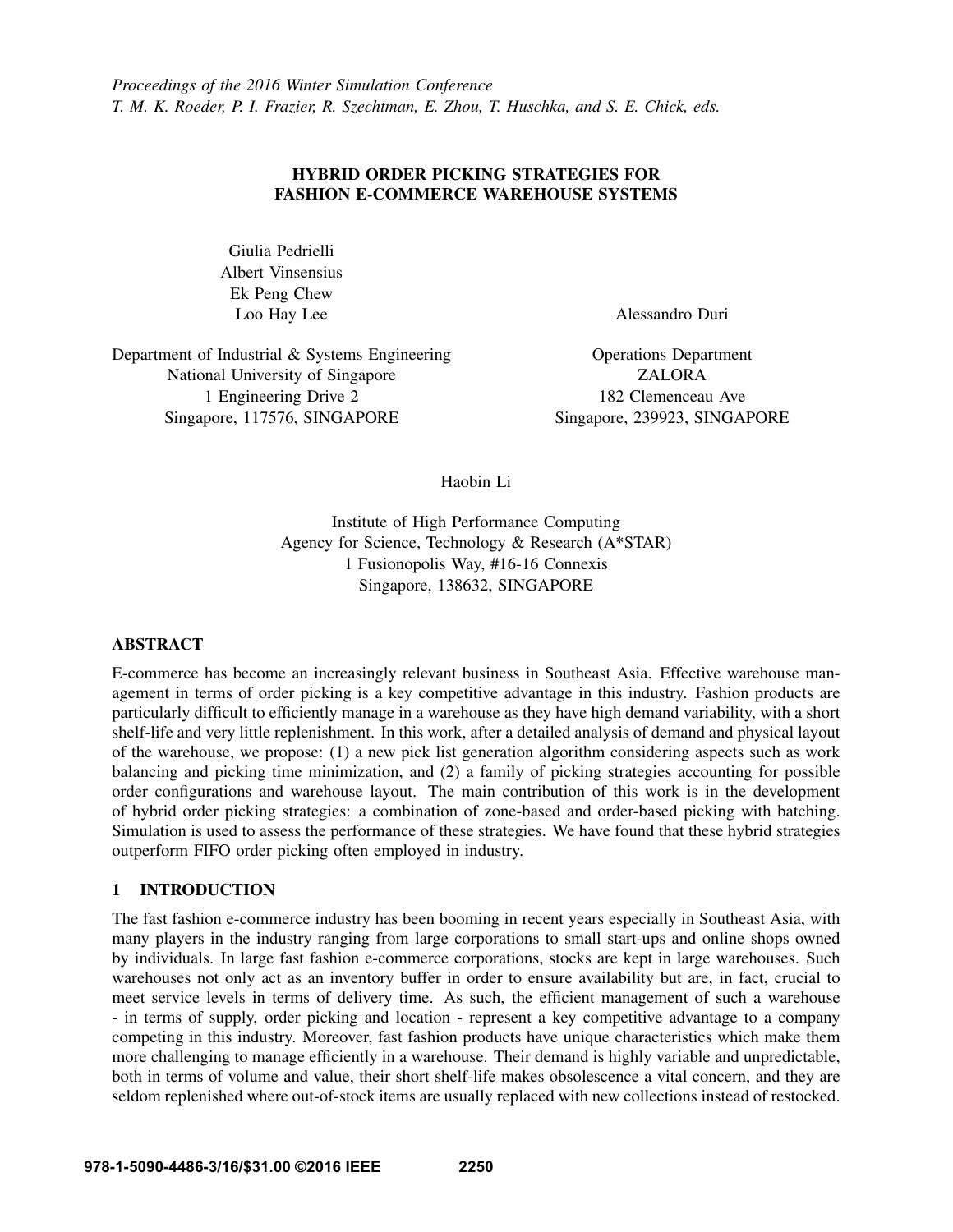*Proceedings of the 2016 Winter Simulation Conference*
*T. M. K. Roeder, P. I. Frazier, R. Szechtman, E. Zhou, T. Huschka, and S. E. Chick, eds.*

# HYBRID ORDER PICKING STRATEGIES FOR FASHION E-COMMERCE WAREHOUSE SYSTEMS

Giulia Pedrielli
Albert Vinsensius
Ek Peng Chew
Loo Hay Lee

Department of Industrial & Systems Engineering
National University of Singapore
1 Engineering Drive 2
Singapore, 117576, SINGAPORE

Alessandro Duri

Operations Department
ZALORA
182 Clemenceau Ave
Singapore, 239923, SINGAPORE

Haobin Li

Institute of High Performance Computing
Agency for Science, Technology & Research (A*STAR)
1 Fusionopolis Way, #16-16 Connexis
Singapore, 138632, SINGAPORE

## ABSTRACT

E-commerce has become an increasingly relevant business in Southeast Asia. Effective warehouse management in terms of order picking is a key competitive advantage in this industry. Fashion products are particularly difficult to efficiently manage in a warehouse as they have high demand variability, with a short shelf-life and very little replenishment. In this work, after a detailed analysis of demand and physical layout of the warehouse, we propose: (1) a new pick list generation algorithm considering aspects such as work balancing and picking time minimization, and (2) a family of picking strategies accounting for possible order configurations and warehouse layout. The main contribution of this work is in the development of hybrid order picking strategies: a combination of zone-based and order-based picking with batching. Simulation is used to assess the performance of these strategies. We have found that these hybrid strategies outperform FIFO order picking often employed in industry.

## 1 INTRODUCTION

The fast fashion e-commerce industry has been booming in recent years especially in Southeast Asia, with many players in the industry ranging from large corporations to small start-ups and online shops owned by individuals. In large fast fashion e-commerce corporations, stocks are kept in large warehouses. Such warehouses not only act as an inventory buffer in order to ensure availability but are, in fact, crucial to meet service levels in terms of delivery time. As such, the efficient management of such a warehouse - in terms of supply, order picking and location - represent a key competitive advantage to a company competing in this industry. Moreover, fast fashion products have unique characteristics which make them more challenging to manage efficiently in a warehouse. Their demand is highly variable and unpredictable, both in terms of volume and value, their short shelf-life makes obsolescence a vital concern, and they are seldom replenished where out-of-stock items are usually replaced with new collections instead of restocked.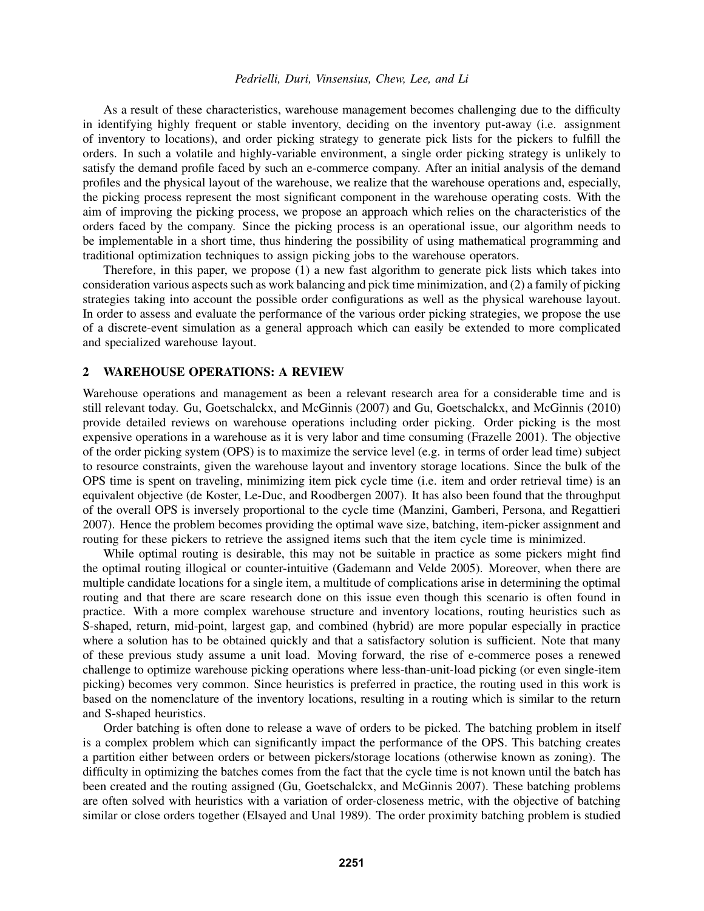As a result of these characteristics, warehouse management becomes challenging due to the difficulty in identifying highly frequent or stable inventory, deciding on the inventory put-away (i.e. assignment of inventory to locations), and order picking strategy to generate pick lists for the pickers to fulfill the orders. In such a volatile and highly-variable environment, a single order picking strategy is unlikely to satisfy the demand profile faced by such an e-commerce company. After an initial analysis of the demand profiles and the physical layout of the warehouse, we realize that the warehouse operations and, especially, the picking process represent the most significant component in the warehouse operating costs. With the aim of improving the picking process, we propose an approach which relies on the characteristics of the orders faced by the company. Since the picking process is an operational issue, our algorithm needs to be implementable in a short time, thus hindering the possibility of using mathematical programming and traditional optimization techniques to assign picking jobs to the warehouse operators.

Therefore, in this paper, we propose (1) a new fast algorithm to generate pick lists which takes into consideration various aspects such as work balancing and pick time minimization, and (2) a family of picking strategies taking into account the possible order configurations as well as the physical warehouse layout. In order to assess and evaluate the performance of the various order picking strategies, we propose the use of a discrete-event simulation as a general approach which can easily be extended to more complicated and specialized warehouse layout.

## 2 WAREHOUSE OPERATIONS: A REVIEW

Warehouse operations and management as been a relevant research area for a considerable time and is still relevant today. Gu, Goetschalckx, and McGinnis (2007) and Gu, Goetschalckx, and McGinnis (2010) provide detailed reviews on warehouse operations including order picking. Order picking is the most expensive operations in a warehouse as it is very labor and time consuming (Frazelle 2001). The objective of the order picking system (OPS) is to maximize the service level (e.g. in terms of order lead time) subject to resource constraints, given the warehouse layout and inventory storage locations. Since the bulk of the OPS time is spent on traveling, minimizing item pick cycle time (i.e. item and order retrieval time) is an equivalent objective (de Koster, Le-Duc, and Roodbergen 2007). It has also been found that the throughput of the overall OPS is inversely proportional to the cycle time (Manzini, Gamberi, Persona, and Regattieri 2007). Hence the problem becomes providing the optimal wave size, batching, item-picker assignment and routing for these pickers to retrieve the assigned items such that the item cycle time is minimized.

While optimal routing is desirable, this may not be suitable in practice as some pickers might find the optimal routing illogical or counter-intuitive (Gademann and Velde 2005). Moreover, when there are multiple candidate locations for a single item, a multitude of complications arise in determining the optimal routing and that there are scare research done on this issue even though this scenario is often found in practice. With a more complex warehouse structure and inventory locations, routing heuristics such as S-shaped, return, mid-point, largest gap, and combined (hybrid) are more popular especially in practice where a solution has to be obtained quickly and that a satisfactory solution is sufficient. Note that many of these previous study assume a unit load. Moving forward, the rise of e-commerce poses a renewed challenge to optimize warehouse picking operations where less-than-unit-load picking (or even single-item picking) becomes very common. Since heuristics is preferred in practice, the routing used in this work is based on the nomenclature of the inventory locations, resulting in a routing which is similar to the return and S-shaped heuristics.

Order batching is often done to release a wave of orders to be picked. The batching problem in itself is a complex problem which can significantly impact the performance of the OPS. This batching creates a partition either between orders or between pickers/storage locations (otherwise known as zoning). The difficulty in optimizing the batches comes from the fact that the cycle time is not known until the batch has been created and the routing assigned (Gu, Goetschalckx, and McGinnis 2007). These batching problems are often solved with heuristics with a variation of order-closeness metric, with the objective of batching similar or close orders together (Elsayed and Unal 1989). The order proximity batching problem is studied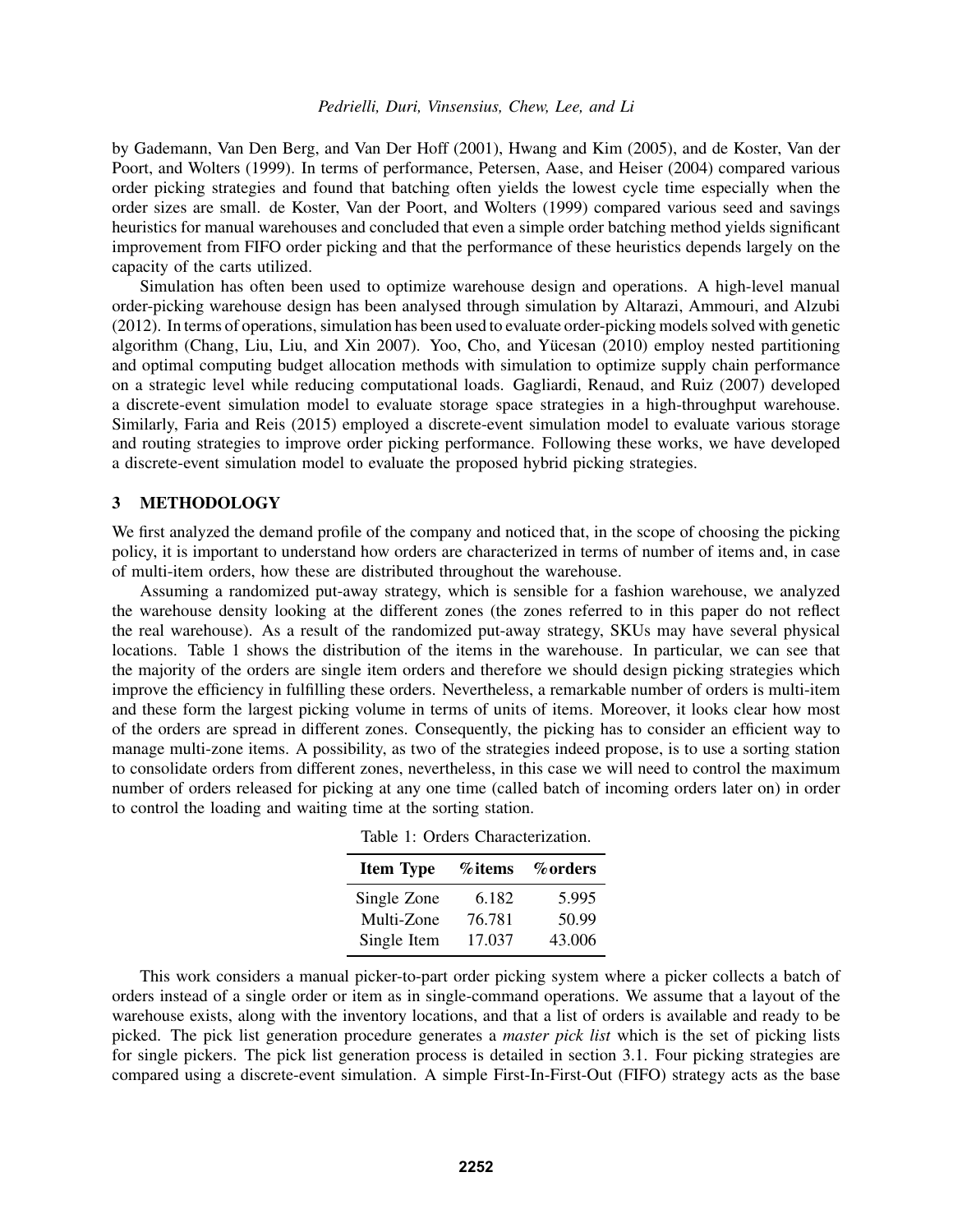by Gademann, Van Den Berg, and Van Der Hoff (2001), Hwang and Kim (2005), and de Koster, Van der Poort, and Wolters (1999). In terms of performance, Petersen, Aase, and Heiser (2004) compared various order picking strategies and found that batching often yields the lowest cycle time especially when the order sizes are small. de Koster, Van der Poort, and Wolters (1999) compared various seed and savings heuristics for manual warehouses and concluded that even a simple order batching method yields significant improvement from FIFO order picking and that the performance of these heuristics depends largely on the capacity of the carts utilized.

Simulation has often been used to optimize warehouse design and operations. A high-level manual order-picking warehouse design has been analysed through simulation by Altarazi, Ammouri, and Alzubi (2012). In terms of operations, simulation has been used to evaluate order-picking models solved with genetic algorithm (Chang, Liu, Liu, and Xin 2007). Yoo, Cho, and Yücesan (2010) employ nested partitioning and optimal computing budget allocation methods with simulation to optimize supply chain performance on a strategic level while reducing computational loads. Gagliardi, Renaud, and Ruiz (2007) developed a discrete-event simulation model to evaluate storage space strategies in a high-throughput warehouse. Similarly, Faria and Reis (2015) employed a discrete-event simulation model to evaluate various storage and routing strategies to improve order picking performance. Following these works, we have developed a discrete-event simulation model to evaluate the proposed hybrid picking strategies.

## 3 METHODOLOGY

We first analyzed the demand profile of the company and noticed that, in the scope of choosing the picking policy, it is important to understand how orders are characterized in terms of number of items and, in case of multi-item orders, how these are distributed throughout the warehouse.

Assuming a randomized put-away strategy, which is sensible for a fashion warehouse, we analyzed the warehouse density looking at the different zones (the zones referred to in this paper do not reflect the real warehouse). As a result of the randomized put-away strategy, SKUs may have several physical locations. Table 1 shows the distribution of the items in the warehouse. In particular, we can see that the majority of the orders are single item orders and therefore we should design picking strategies which improve the efficiency in fulfilling these orders. Nevertheless, a remarkable number of orders is multi-item and these form the largest picking volume in terms of units of items. Moreover, it looks clear how most of the orders are spread in different zones. Consequently, the picking has to consider an efficient way to manage multi-zone items. A possibility, as two of the strategies indeed propose, is to use a sorting station to consolidate orders from different zones, nevertheless, in this case we will need to control the maximum number of orders released for picking at any one time (called batch of incoming orders later on) in order to control the loading and waiting time at the sorting station.

Table 1: Orders Characterization.

| Item Type | %items | %orders |
|---|---|---|
| Single Zone | 6.182 | 5.995 |
| Multi-Zone | 76.781 | 50.99 |
| Single Item | 17.037 | 43.006 |

This work considers a manual picker-to-part order picking system where a picker collects a batch of orders instead of a single order or item as in single-command operations. We assume that a layout of the warehouse exists, along with the inventory locations, and that a list of orders is available and ready to be picked. The pick list generation procedure generates a *master pick list* which is the set of picking lists for single pickers. The pick list generation process is detailed in section 3.1. Four picking strategies are compared using a discrete-event simulation. A simple First-In-First-Out (FIFO) strategy acts as the base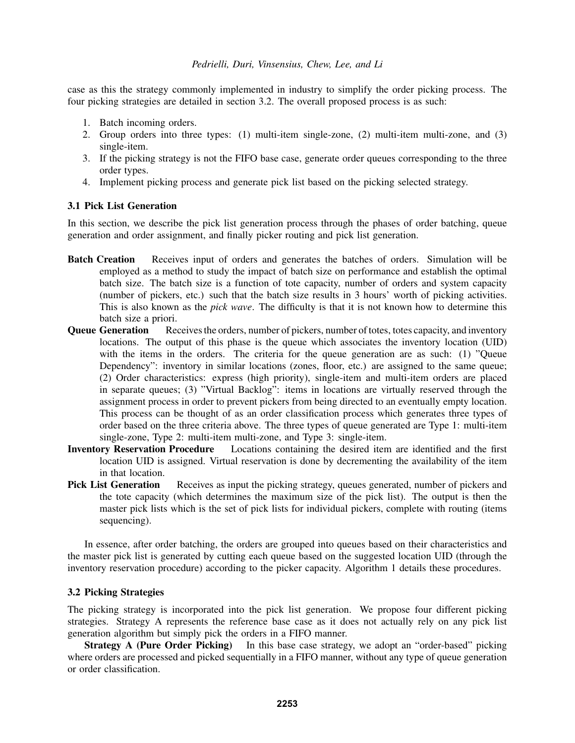case as this the strategy commonly implemented in industry to simplify the order picking process. The four picking strategies are detailed in section 3.2. The overall proposed process is as such:

1. Batch incoming orders.
2. Group orders into three types: (1) multi-item single-zone, (2) multi-item multi-zone, and (3) single-item.
3. If the picking strategy is not the FIFO base case, generate order queues corresponding to the three order types.
4. Implement picking process and generate pick list based on the picking selected strategy.

### 3.1 Pick List Generation

In this section, we describe the pick list generation process through the phases of order batching, queue generation and order assignment, and finally picker routing and pick list generation.

**Batch Creation** Receives input of orders and generates the batches of orders. Simulation will be employed as a method to study the impact of batch size on performance and establish the optimal batch size. The batch size is a function of tote capacity, number of orders and system capacity (number of pickers, etc.) such that the batch size results in 3 hours' worth of picking activities. This is also known as the *pick wave*. The difficulty is that it is not known how to determine this batch size a priori.

**Queue Generation** Receives the orders, number of pickers, number of totes, totes capacity, and inventory locations. The output of this phase is the queue which associates the inventory location (UID) with the items in the orders. The criteria for the queue generation are as such: (1) "Queue Dependency": inventory in similar locations (zones, floor, etc.) are assigned to the same queue; (2) Order characteristics: express (high priority), single-item and multi-item orders are placed in separate queues; (3) "Virtual Backlog": items in locations are virtually reserved through the assignment process in order to prevent pickers from being directed to an eventually empty location. This process can be thought of as an order classification process which generates three types of order based on the three criteria above. The three types of queue generated are Type 1: multi-item single-zone, Type 2: multi-item multi-zone, and Type 3: single-item.

**Inventory Reservation Procedure** Locations containing the desired item are identified and the first location UID is assigned. Virtual reservation is done by decrementing the availability of the item in that location.

**Pick List Generation** Receives as input the picking strategy, queues generated, number of pickers and the tote capacity (which determines the maximum size of the pick list). The output is then the master pick lists which is the set of pick lists for individual pickers, complete with routing (items sequencing).

In essence, after order batching, the orders are grouped into queues based on their characteristics and the master pick list is generated by cutting each queue based on the suggested location UID (through the inventory reservation procedure) according to the picker capacity. Algorithm 1 details these procedures.

### 3.2 Picking Strategies

The picking strategy is incorporated into the pick list generation. We propose four different picking strategies. Strategy A represents the reference base case as it does not actually rely on any pick list generation algorithm but simply pick the orders in a FIFO manner.

**Strategy A (Pure Order Picking)** In this base case strategy, we adopt an "order-based" picking where orders are processed and picked sequentially in a FIFO manner, without any type of queue generation or order classification.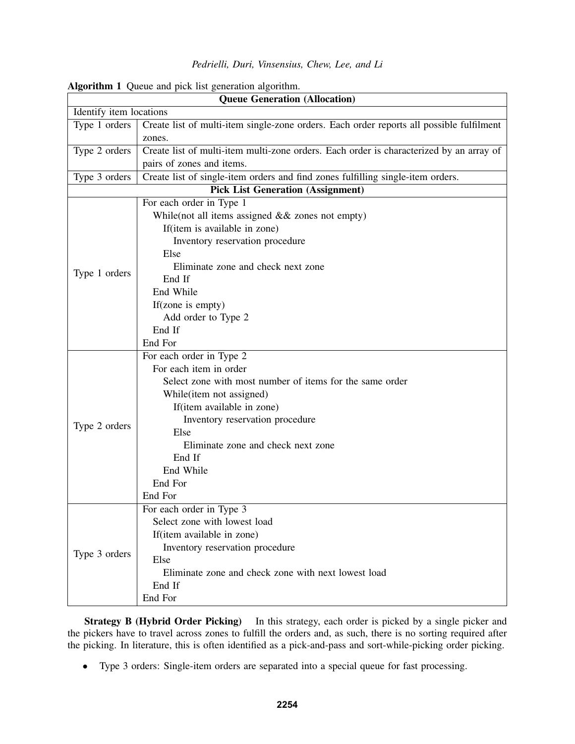**Algorithm 1** Queue and pick list generation algorithm.

| **Queue Generation (Allocation)** | |
|---|---|
| Identify item locations | |
| Type 1 orders | Create list of multi-item single-zone orders. Each order reports all possible fulfilment zones. |
| Type 2 orders | Create list of multi-item multi-zone orders. Each order is characterized by an array of pairs of zones and items. |
| Type 3 orders | Create list of single-item orders and find zones fulfilling single-item orders. |
| **Pick List Generation (Assignment)** | |
| Type 1 orders | For each order in Type 1<br>&nbsp;&nbsp;While(not all items assigned && zones not empty)<br>&nbsp;&nbsp;&nbsp;&nbsp;If(item is available in zone)<br>&nbsp;&nbsp;&nbsp;&nbsp;&nbsp;&nbsp;Inventory reservation procedure<br>&nbsp;&nbsp;&nbsp;&nbsp;Else<br>&nbsp;&nbsp;&nbsp;&nbsp;&nbsp;&nbsp;Eliminate zone and check next zone<br>&nbsp;&nbsp;&nbsp;&nbsp;End If<br>&nbsp;&nbsp;End While<br>&nbsp;&nbsp;If(zone is empty)<br>&nbsp;&nbsp;&nbsp;&nbsp;Add order to Type 2<br>&nbsp;&nbsp;End If<br>End For |
| Type 2 orders | For each order in Type 2<br>&nbsp;&nbsp;For each item in order<br>&nbsp;&nbsp;&nbsp;&nbsp;Select zone with most number of items for the same order<br>&nbsp;&nbsp;&nbsp;&nbsp;While(item not assigned)<br>&nbsp;&nbsp;&nbsp;&nbsp;&nbsp;&nbsp;If(item available in zone)<br>&nbsp;&nbsp;&nbsp;&nbsp;&nbsp;&nbsp;&nbsp;&nbsp;Inventory reservation procedure<br>&nbsp;&nbsp;&nbsp;&nbsp;&nbsp;&nbsp;Else<br>&nbsp;&nbsp;&nbsp;&nbsp;&nbsp;&nbsp;&nbsp;&nbsp;Eliminate zone and check next zone<br>&nbsp;&nbsp;&nbsp;&nbsp;&nbsp;&nbsp;End If<br>&nbsp;&nbsp;&nbsp;&nbsp;End While<br>&nbsp;&nbsp;End For<br>End For |
| Type 3 orders | For each order in Type 3<br>&nbsp;&nbsp;Select zone with lowest load<br>&nbsp;&nbsp;If(item available in zone)<br>&nbsp;&nbsp;&nbsp;&nbsp;Inventory reservation procedure<br>&nbsp;&nbsp;Else<br>&nbsp;&nbsp;&nbsp;&nbsp;Eliminate zone and check zone with next lowest load<br>&nbsp;&nbsp;End If<br>End For |

**Strategy B (Hybrid Order Picking)** In this strategy, each order is picked by a single picker and the pickers have to travel across zones to fulfill the orders and, as such, there is no sorting required after the picking. In literature, this is often identified as a pick-and-pass and sort-while-picking order picking.

- Type 3 orders: Single-item orders are separated into a special queue for fast processing.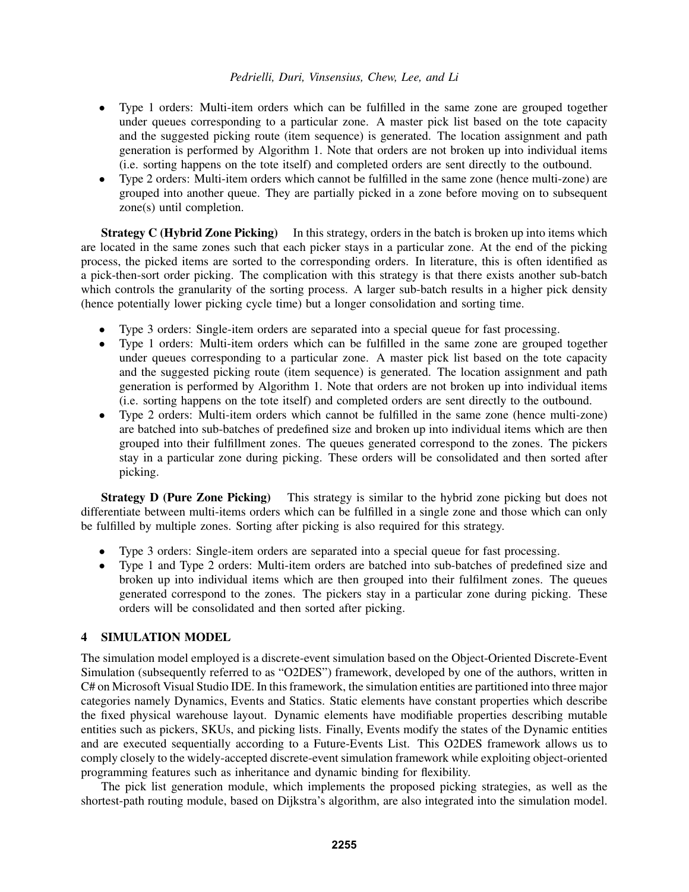- Type 1 orders: Multi-item orders which can be fulfilled in the same zone are grouped together under queues corresponding to a particular zone. A master pick list based on the tote capacity and the suggested picking route (item sequence) is generated. The location assignment and path generation is performed by Algorithm 1. Note that orders are not broken up into individual items (i.e. sorting happens on the tote itself) and completed orders are sent directly to the outbound.
- Type 2 orders: Multi-item orders which cannot be fulfilled in the same zone (hence multi-zone) are grouped into another queue. They are partially picked in a zone before moving on to subsequent zone(s) until completion.

**Strategy C (Hybrid Zone Picking)** In this strategy, orders in the batch is broken up into items which are located in the same zones such that each picker stays in a particular zone. At the end of the picking process, the picked items are sorted to the corresponding orders. In literature, this is often identified as a pick-then-sort order picking. The complication with this strategy is that there exists another sub-batch which controls the granularity of the sorting process. A larger sub-batch results in a higher pick density (hence potentially lower picking cycle time) but a longer consolidation and sorting time.

- Type 3 orders: Single-item orders are separated into a special queue for fast processing.
- Type 1 orders: Multi-item orders which can be fulfilled in the same zone are grouped together under queues corresponding to a particular zone. A master pick list based on the tote capacity and the suggested picking route (item sequence) is generated. The location assignment and path generation is performed by Algorithm 1. Note that orders are not broken up into individual items (i.e. sorting happens on the tote itself) and completed orders are sent directly to the outbound.
- Type 2 orders: Multi-item orders which cannot be fulfilled in the same zone (hence multi-zone) are batched into sub-batches of predefined size and broken up into individual items which are then grouped into their fulfillment zones. The queues generated correspond to the zones. The pickers stay in a particular zone during picking. These orders will be consolidated and then sorted after picking.

**Strategy D (Pure Zone Picking)** This strategy is similar to the hybrid zone picking but does not differentiate between multi-items orders which can be fulfilled in a single zone and those which can only be fulfilled by multiple zones. Sorting after picking is also required for this strategy.

- Type 3 orders: Single-item orders are separated into a special queue for fast processing.
- Type 1 and Type 2 orders: Multi-item orders are batched into sub-batches of predefined size and broken up into individual items which are then grouped into their fulfilment zones. The queues generated correspond to the zones. The pickers stay in a particular zone during picking. These orders will be consolidated and then sorted after picking.

## 4 SIMULATION MODEL

The simulation model employed is a discrete-event simulation based on the Object-Oriented Discrete-Event Simulation (subsequently referred to as "O2DES") framework, developed by one of the authors, written in C# on Microsoft Visual Studio IDE. In this framework, the simulation entities are partitioned into three major categories namely Dynamics, Events and Statics. Static elements have constant properties which describe the fixed physical warehouse layout. Dynamic elements have modifiable properties describing mutable entities such as pickers, SKUs, and picking lists. Finally, Events modify the states of the Dynamic entities and are executed sequentially according to a Future-Events List. This O2DES framework allows us to comply closely to the widely-accepted discrete-event simulation framework while exploiting object-oriented programming features such as inheritance and dynamic binding for flexibility.

The pick list generation module, which implements the proposed picking strategies, as well as the shortest-path routing module, based on Dijkstra's algorithm, are also integrated into the simulation model.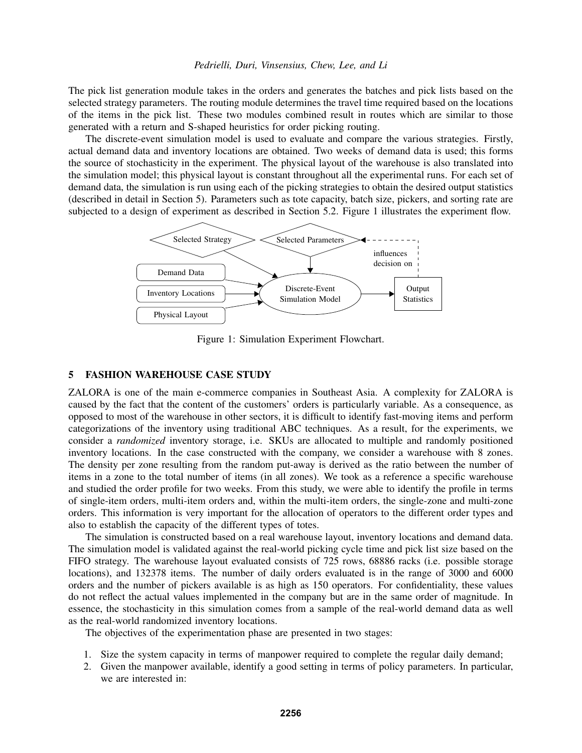The pick list generation module takes in the orders and generates the batches and pick lists based on the selected strategy parameters. The routing module determines the travel time required based on the locations of the items in the pick list. These two modules combined result in routes which are similar to those generated with a return and S-shaped heuristics for order picking routing.

The discrete-event simulation model is used to evaluate and compare the various strategies. Firstly, actual demand data and inventory locations are obtained. Two weeks of demand data is used; this forms the source of stochasticity in the experiment. The physical layout of the warehouse is also translated into the simulation model; this physical layout is constant throughout all the experimental runs. For each set of demand data, the simulation is run using each of the picking strategies to obtain the desired output statistics (described in detail in Section 5). Parameters such as tote capacity, batch size, pickers, and sorting rate are subjected to a design of experiment as described in Section 5.2. Figure 1 illustrates the experiment flow.

Figure 1: Simulation Experiment Flowchart.

## 5 FASHION WAREHOUSE CASE STUDY

ZALORA is one of the main e-commerce companies in Southeast Asia. A complexity for ZALORA is caused by the fact that the content of the customers' orders is particularly variable. As a consequence, as opposed to most of the warehouse in other sectors, it is difficult to identify fast-moving items and perform categorizations of the inventory using traditional ABC techniques. As a result, for the experiments, we consider a *randomized* inventory storage, i.e. SKUs are allocated to multiple and randomly positioned inventory locations. In the case constructed with the company, we consider a warehouse with 8 zones. The density per zone resulting from the random put-away is derived as the ratio between the number of items in a zone to the total number of items (in all zones). We took as a reference a specific warehouse and studied the order profile for two weeks. From this study, we were able to identify the profile in terms of single-item orders, multi-item orders and, within the multi-item orders, the single-zone and multi-zone orders. This information is very important for the allocation of operators to the different order types and also to establish the capacity of the different types of totes.

The simulation is constructed based on a real warehouse layout, inventory locations and demand data. The simulation model is validated against the real-world picking cycle time and pick list size based on the FIFO strategy. The warehouse layout evaluated consists of 725 rows, 68886 racks (i.e. possible storage locations), and 132378 items. The number of daily orders evaluated is in the range of 3000 and 6000 orders and the number of pickers available is as high as 150 operators. For confidentiality, these values do not reflect the actual values implemented in the company but are in the same order of magnitude. In essence, the stochasticity in this simulation comes from a sample of the real-world demand data as well as the real-world randomized inventory locations.

The objectives of the experimentation phase are presented in two stages:

1. Size the system capacity in terms of manpower required to complete the regular daily demand;
2. Given the manpower available, identify a good setting in terms of policy parameters. In particular, we are interested in: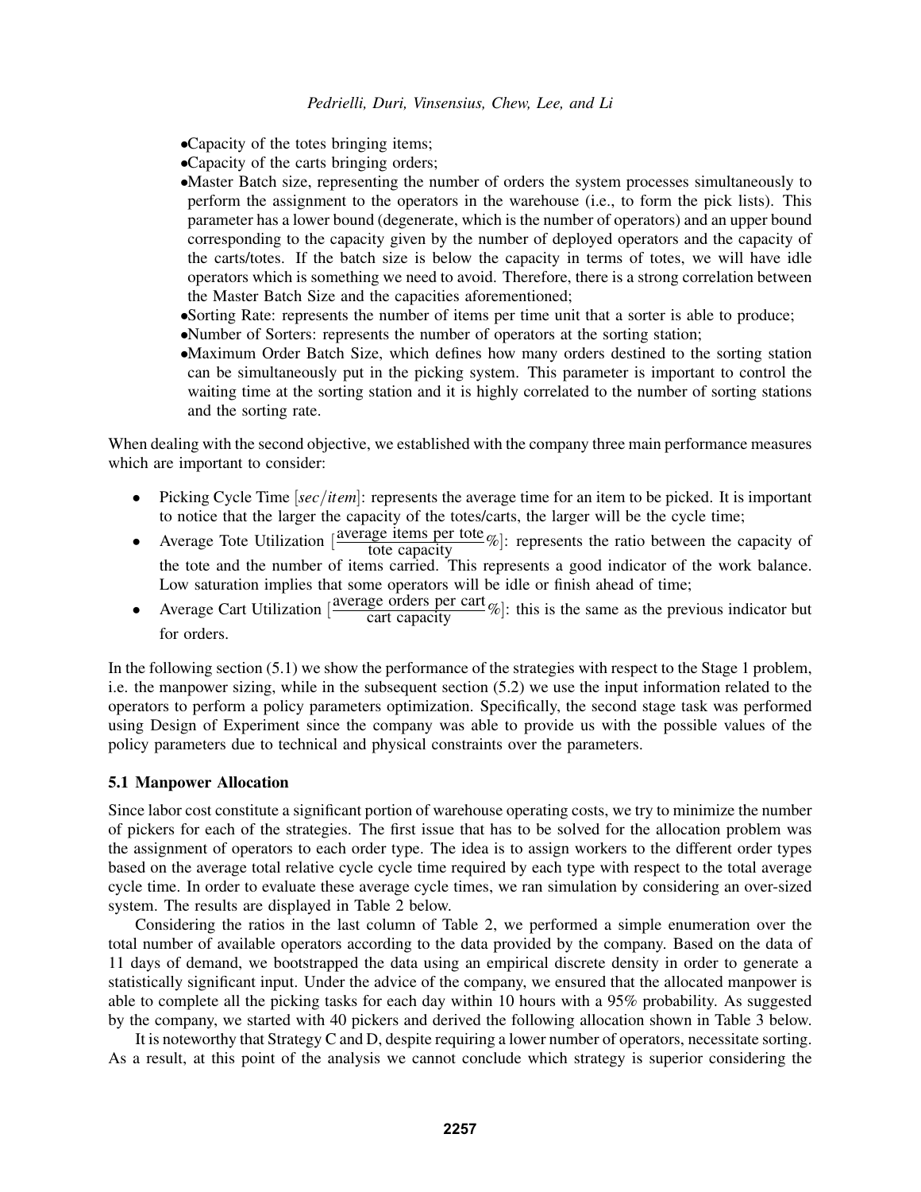- Capacity of the totes bringing items;
- Capacity of the carts bringing orders;
- Master Batch size, representing the number of orders the system processes simultaneously to perform the assignment to the operators in the warehouse (i.e., to form the pick lists). This parameter has a lower bound (degenerate, which is the number of operators) and an upper bound corresponding to the capacity given by the number of deployed operators and the capacity of the carts/totes. If the batch size is below the capacity in terms of totes, we will have idle operators which is something we need to avoid. Therefore, there is a strong correlation between the Master Batch Size and the capacities aforementioned;
- Sorting Rate: represents the number of items per time unit that a sorter is able to produce;
- Number of Sorters: represents the number of operators at the sorting station;
- Maximum Order Batch Size, which defines how many orders destined to the sorting station can be simultaneously put in the picking system. This parameter is important to control the waiting time at the sorting station and it is highly correlated to the number of sorting stations and the sorting rate.

When dealing with the second objective, we established with the company three main performance measures which are important to consider:

- Picking Cycle Time [$sec/item$]: represents the average time for an item to be picked. It is important to notice that the larger the capacity of the totes/carts, the larger will be the cycle time;
- Average Tote Utilization [$\frac{\text{average items per tote}}{\text{tote capacity}}\%$]: represents the ratio between the capacity of the tote and the number of items carried. This represents a good indicator of the work balance. Low saturation implies that some operators will be idle or finish ahead of time;
- Average Cart Utilization [$\frac{\text{average orders per cart}}{\text{cart capacity}}\%$]: this is the same as the previous indicator but for orders.

In the following section (5.1) we show the performance of the strategies with respect to the Stage 1 problem, i.e. the manpower sizing, while in the subsequent section (5.2) we use the input information related to the operators to perform a policy parameters optimization. Specifically, the second stage task was performed using Design of Experiment since the company was able to provide us with the possible values of the policy parameters due to technical and physical constraints over the parameters.

### 5.1 Manpower Allocation

Since labor cost constitute a significant portion of warehouse operating costs, we try to minimize the number of pickers for each of the strategies. The first issue that has to be solved for the allocation problem was the assignment of operators to each order type. The idea is to assign workers to the different order types based on the average total relative cycle cycle time required by each type with respect to the total average cycle time. In order to evaluate these average cycle times, we ran simulation by considering an over-sized system. The results are displayed in Table 2 below.

Considering the ratios in the last column of Table 2, we performed a simple enumeration over the total number of available operators according to the data provided by the company. Based on the data of 11 days of demand, we bootstrapped the data using an empirical discrete density in order to generate a statistically significant input. Under the advice of the company, we ensured that the allocated manpower is able to complete all the picking tasks for each day within 10 hours with a 95% probability. As suggested by the company, we started with 40 pickers and derived the following allocation shown in Table 3 below.

It is noteworthy that Strategy C and D, despite requiring a lower number of operators, necessitate sorting. As a result, at this point of the analysis we cannot conclude which strategy is superior considering the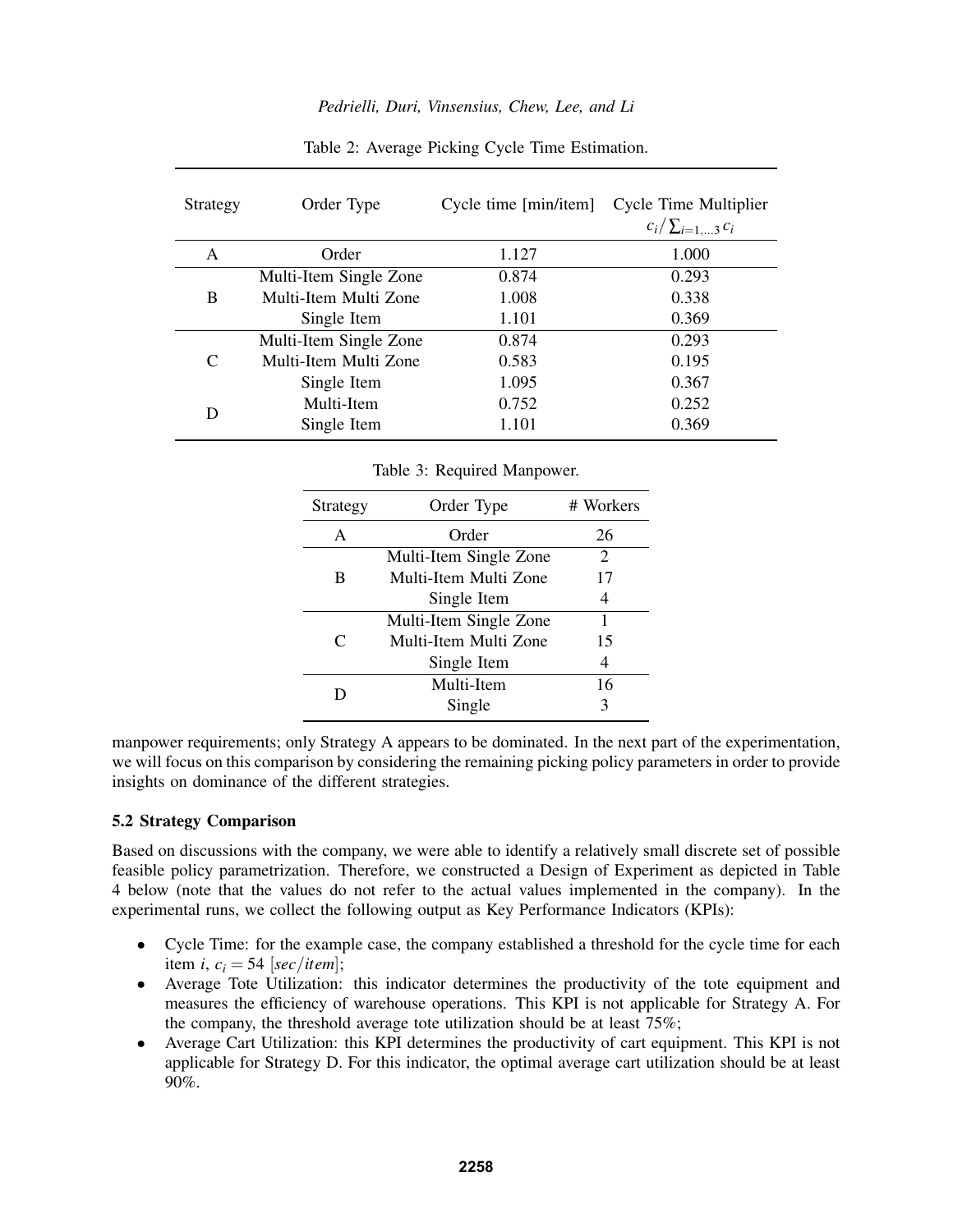Table 2: Average Picking Cycle Time Estimation.

| Strategy | Order Type | Cycle time [min/item] | Cycle Time Multiplier $c_i/\sum_{i=1,...3} c_i$ |
|---|---|---|---|
| A | Order | 1.127 | 1.000 |
| B | Multi-Item Single Zone | 0.874 | 0.293 |
| | Multi-Item Multi Zone | 1.008 | 0.338 |
| | Single Item | 1.101 | 0.369 |
| C | Multi-Item Single Zone | 0.874 | 0.293 |
| | Multi-Item Multi Zone | 0.583 | 0.195 |
| | Single Item | 1.095 | 0.367 |
| D | Multi-Item | 0.752 | 0.252 |
| | Single Item | 1.101 | 0.369 |

Table 3: Required Manpower.

| Strategy | Order Type | # Workers |
|---|---|---|
| A | Order | 26 |
| B | Multi-Item Single Zone | 2 |
| | Multi-Item Multi Zone | 17 |
| | Single Item | 4 |
| C | Multi-Item Single Zone | 1 |
| | Multi-Item Multi Zone | 15 |
| | Single Item | 4 |
| D | Multi-Item | 16 |
| | Single | 3 |

manpower requirements; only Strategy A appears to be dominated. In the next part of the experimentation, we will focus on this comparison by considering the remaining picking policy parameters in order to provide insights on dominance of the different strategies.

### 5.2 Strategy Comparison

Based on discussions with the company, we were able to identify a relatively small discrete set of possible feasible policy parametrization. Therefore, we constructed a Design of Experiment as depicted in Table 4 below (note that the values do not refer to the actual values implemented in the company). In the experimental runs, we collect the following output as Key Performance Indicators (KPIs):

- Cycle Time: for the example case, the company established a threshold for the cycle time for each item $i$, $c_i = 54$ $[sec/item]$;
- Average Tote Utilization: this indicator determines the productivity of the tote equipment and measures the efficiency of warehouse operations. This KPI is not applicable for Strategy A. For the company, the threshold average tote utilization should be at least 75%;
- Average Cart Utilization: this KPI determines the productivity of cart equipment. This KPI is not applicable for Strategy D. For this indicator, the optimal average cart utilization should be at least 90%.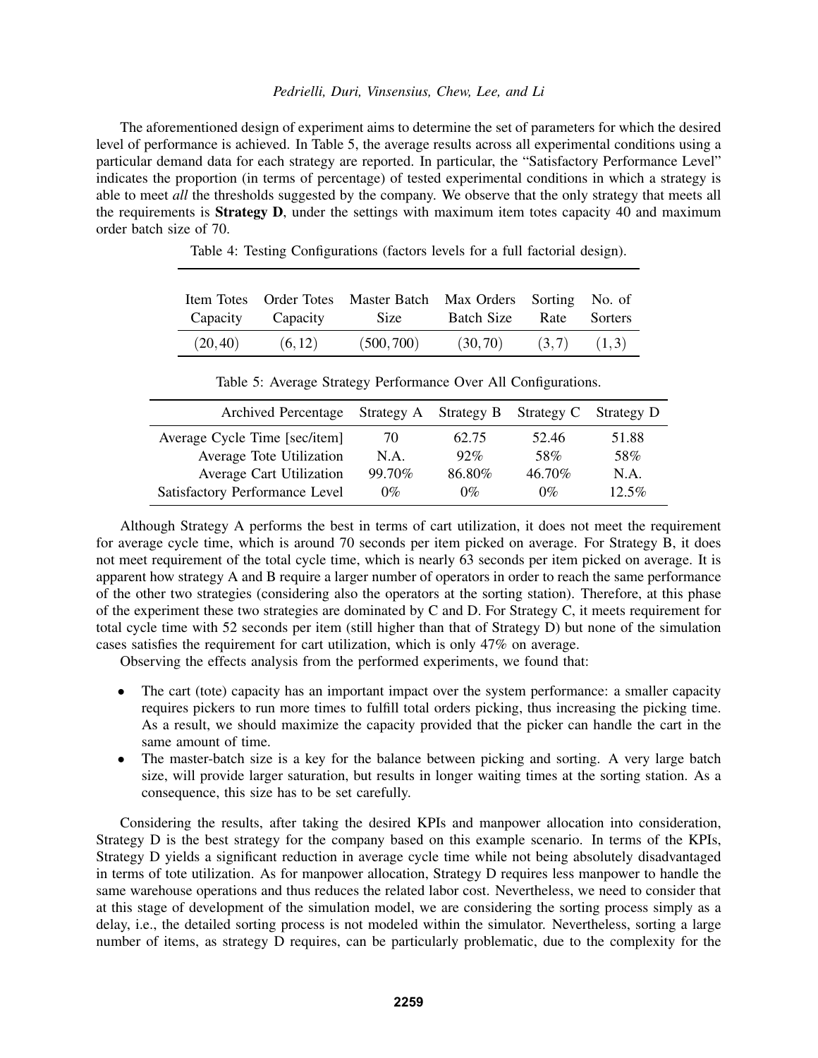The aforementioned design of experiment aims to determine the set of parameters for which the desired level of performance is achieved. In Table 5, the average results across all experimental conditions using a particular demand data for each strategy are reported. In particular, the "Satisfactory Performance Level" indicates the proportion (in terms of percentage) of tested experimental conditions in which a strategy is able to meet *all* the thresholds suggested by the company. We observe that the only strategy that meets all the requirements is **Strategy D**, under the settings with maximum item totes capacity 40 and maximum order batch size of 70.

Table 4: Testing Configurations (factors levels for a full factorial design).

| Item Totes Capacity | Order Totes Capacity | Master Batch Size | Max Orders Batch Size | Sorting Rate | No. of Sorters |
|---|---|---|---|---|---|
| $(20,40)$ | $(6,12)$ | $(500,700)$ | $(30,70)$ | $(3,7)$ | $(1,3)$ |

Table 5: Average Strategy Performance Over All Configurations.

| Archived Percentage | Strategy A | Strategy B | Strategy C | Strategy D |
|---|---|---|---|---|
| Average Cycle Time [sec/item] | 70 | 62.75 | 52.46 | 51.88 |
| Average Tote Utilization | N.A. | 92% | 58% | 58% |
| Average Cart Utilization | 99.70% | 86.80% | 46.70% | N.A. |
| Satisfactory Performance Level | 0% | 0% | 0% | 12.5% |

Although Strategy A performs the best in terms of cart utilization, it does not meet the requirement for average cycle time, which is around 70 seconds per item picked on average. For Strategy B, it does not meet requirement of the total cycle time, which is nearly 63 seconds per item picked on average. It is apparent how strategy A and B require a larger number of operators in order to reach the same performance of the other two strategies (considering also the operators at the sorting station). Therefore, at this phase of the experiment these two strategies are dominated by C and D. For Strategy C, it meets requirement for total cycle time with 52 seconds per item (still higher than that of Strategy D) but none of the simulation cases satisfies the requirement for cart utilization, which is only 47% on average.

Observing the effects analysis from the performed experiments, we found that:

- The cart (tote) capacity has an important impact over the system performance: a smaller capacity requires pickers to run more times to fulfill total orders picking, thus increasing the picking time. As a result, we should maximize the capacity provided that the picker can handle the cart in the same amount of time.
- The master-batch size is a key for the balance between picking and sorting. A very large batch size, will provide larger saturation, but results in longer waiting times at the sorting station. As a consequence, this size has to be set carefully.

Considering the results, after taking the desired KPIs and manpower allocation into consideration, Strategy D is the best strategy for the company based on this example scenario. In terms of the KPIs, Strategy D yields a significant reduction in average cycle time while not being absolutely disadvantaged in terms of tote utilization. As for manpower allocation, Strategy D requires less manpower to handle the same warehouse operations and thus reduces the related labor cost. Nevertheless, we need to consider that at this stage of development of the simulation model, we are considering the sorting process simply as a delay, i.e., the detailed sorting process is not modeled within the simulator. Nevertheless, sorting a large number of items, as strategy D requires, can be particularly problematic, due to the complexity for the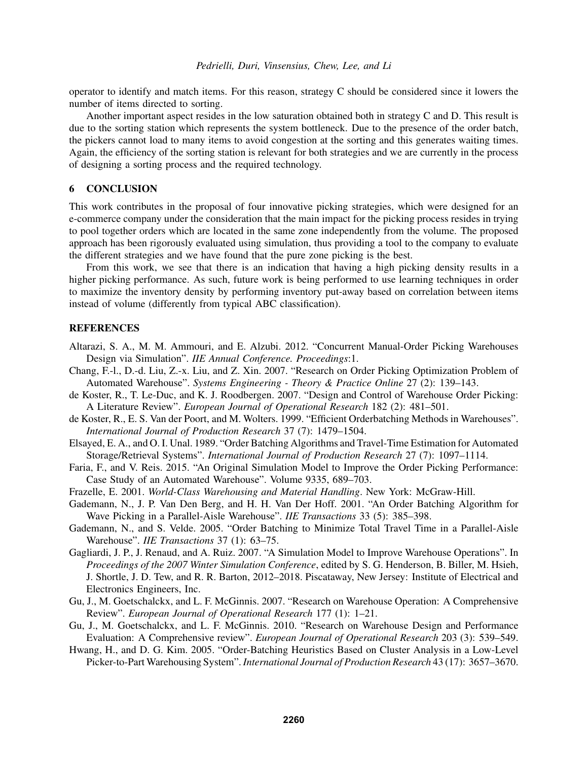operator to identify and match items. For this reason, strategy C should be considered since it lowers the number of items directed to sorting.

Another important aspect resides in the low saturation obtained both in strategy C and D. This result is due to the sorting station which represents the system bottleneck. Due to the presence of the order batch, the pickers cannot load to many items to avoid congestion at the sorting and this generates waiting times. Again, the efficiency of the sorting station is relevant for both strategies and we are currently in the process of designing a sorting process and the required technology.

## 6 CONCLUSION

This work contributes in the proposal of four innovative picking strategies, which were designed for an e-commerce company under the consideration that the main impact for the picking process resides in trying to pool together orders which are located in the same zone independently from the volume. The proposed approach has been rigorously evaluated using simulation, thus providing a tool to the company to evaluate the different strategies and we have found that the pure zone picking is the best.

From this work, we see that there is an indication that having a high picking density results in a higher picking performance. As such, future work is being performed to use learning techniques in order to maximize the inventory density by performing inventory put-away based on correlation between items instead of volume (differently from typical ABC classification).

## REFERENCES

Altarazi, S. A., M. M. Ammouri, and E. Alzubi. 2012. "Concurrent Manual-Order Picking Warehouses Design via Simulation". *IIE Annual Conference. Proceedings*:1.

Chang, F.-l., D.-d. Liu, Z.-x. Liu, and Z. Xin. 2007. "Research on Order Picking Optimization Problem of Automated Warehouse". *Systems Engineering - Theory & Practice Online* 27 (2): 139–143.

de Koster, R., T. Le-Duc, and K. J. Roodbergen. 2007. "Design and Control of Warehouse Order Picking: A Literature Review". *European Journal of Operational Research* 182 (2): 481–501.

de Koster, R., E. S. Van der Poort, and M. Wolters. 1999. "Efficient Orderbatching Methods in Warehouses". *International Journal of Production Research* 37 (7): 1479–1504.

Elsayed, E. A., and O. I. Unal. 1989. "Order Batching Algorithms and Travel-Time Estimation for Automated Storage/Retrieval Systems". *International Journal of Production Research* 27 (7): 1097–1114.

Faria, F., and V. Reis. 2015. "An Original Simulation Model to Improve the Order Picking Performance: Case Study of an Automated Warehouse". Volume 9335, 689–703.

Frazelle, E. 2001. *World-Class Warehousing and Material Handling*. New York: McGraw-Hill.

Gademann, N., J. P. Van Den Berg, and H. H. Van Der Hoff. 2001. "An Order Batching Algorithm for Wave Picking in a Parallel-Aisle Warehouse". *IIE Transactions* 33 (5): 385–398.

Gademann, N., and S. Velde. 2005. "Order Batching to Minimize Total Travel Time in a Parallel-Aisle Warehouse". *IIE Transactions* 37 (1): 63–75.

Gagliardi, J. P., J. Renaud, and A. Ruiz. 2007. "A Simulation Model to Improve Warehouse Operations". In *Proceedings of the 2007 Winter Simulation Conference*, edited by S. G. Henderson, B. Biller, M. Hsieh, J. Shortle, J. D. Tew, and R. R. Barton, 2012–2018. Piscataway, New Jersey: Institute of Electrical and Electronics Engineers, Inc.

Gu, J., M. Goetschalckx, and L. F. McGinnis. 2007. "Research on Warehouse Operation: A Comprehensive Review". *European Journal of Operational Research* 177 (1): 1–21.

Gu, J., M. Goetschalckx, and L. F. McGinnis. 2010. "Research on Warehouse Design and Performance Evaluation: A Comprehensive review". *European Journal of Operational Research* 203 (3): 539–549.

Hwang, H., and D. G. Kim. 2005. "Order-Batching Heuristics Based on Cluster Analysis in a Low-Level Picker-to-Part Warehousing System". *International Journal of Production Research* 43 (17): 3657–3670.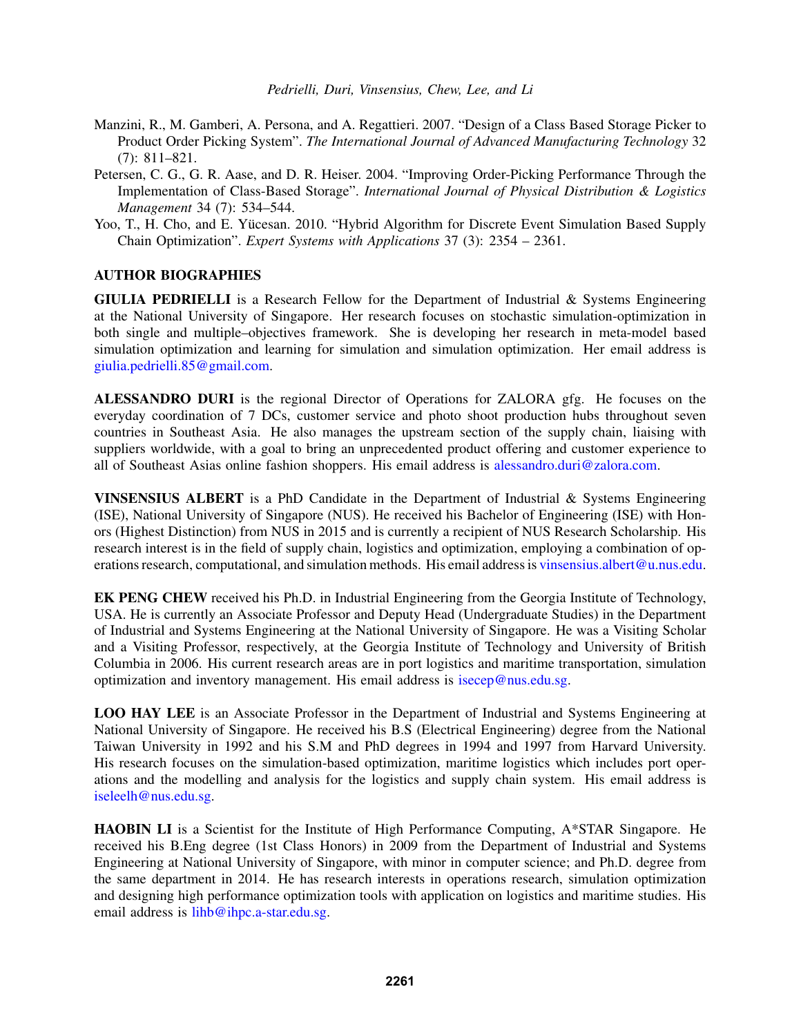Manzini, R., M. Gamberi, A. Persona, and A. Regattieri. 2007. "Design of a Class Based Storage Picker to Product Order Picking System". *The International Journal of Advanced Manufacturing Technology* 32 (7): 811–821.

Petersen, C. G., G. R. Aase, and D. R. Heiser. 2004. "Improving Order-Picking Performance Through the Implementation of Class-Based Storage". *International Journal of Physical Distribution & Logistics Management* 34 (7): 534–544.

Yoo, T., H. Cho, and E. Yücesan. 2010. "Hybrid Algorithm for Discrete Event Simulation Based Supply Chain Optimization". *Expert Systems with Applications* 37 (3): 2354 – 2361.

## AUTHOR BIOGRAPHIES

**GIULIA PEDRIELLI** is a Research Fellow for the Department of Industrial & Systems Engineering at the National University of Singapore. Her research focuses on stochastic simulation-optimization in both single and multiple–objectives framework. She is developing her research in meta-model based simulation optimization and learning for simulation and simulation optimization. Her email address is giulia.pedrielli.85@gmail.com.

**ALESSANDRO DURI** is the regional Director of Operations for ZALORA gfg. He focuses on the everyday coordination of 7 DCs, customer service and photo shoot production hubs throughout seven countries in Southeast Asia. He also manages the upstream section of the supply chain, liaising with suppliers worldwide, with a goal to bring an unprecedented product offering and customer experience to all of Southeast Asias online fashion shoppers. His email address is alessandro.duri@zalora.com.

**VINSENSIUS ALBERT** is a PhD Candidate in the Department of Industrial & Systems Engineering (ISE), National University of Singapore (NUS). He received his Bachelor of Engineering (ISE) with Honors (Highest Distinction) from NUS in 2015 and is currently a recipient of NUS Research Scholarship. His research interest is in the field of supply chain, logistics and optimization, employing a combination of operations research, computational, and simulation methods. His email address is vinsensius.albert@u.nus.edu.

**EK PENG CHEW** received his Ph.D. in Industrial Engineering from the Georgia Institute of Technology, USA. He is currently an Associate Professor and Deputy Head (Undergraduate Studies) in the Department of Industrial and Systems Engineering at the National University of Singapore. He was a Visiting Scholar and a Visiting Professor, respectively, at the Georgia Institute of Technology and University of British Columbia in 2006. His current research areas are in port logistics and maritime transportation, simulation optimization and inventory management. His email address is isecep@nus.edu.sg.

**LOO HAY LEE** is an Associate Professor in the Department of Industrial and Systems Engineering at National University of Singapore. He received his B.S (Electrical Engineering) degree from the National Taiwan University in 1992 and his S.M and PhD degrees in 1994 and 1997 from Harvard University. His research focuses on the simulation-based optimization, maritime logistics which includes port operations and the modelling and analysis for the logistics and supply chain system. His email address is iseleelh@nus.edu.sg.

**HAOBIN LI** is a Scientist for the Institute of High Performance Computing, A*STAR Singapore. He received his B.Eng degree (1st Class Honors) in 2009 from the Department of Industrial and Systems Engineering at National University of Singapore, with minor in computer science; and Ph.D. degree from the same department in 2014. He has research interests in operations research, simulation optimization and designing high performance optimization tools with application on logistics and maritime studies. His email address is lihb@ihpc.a-star.edu.sg.